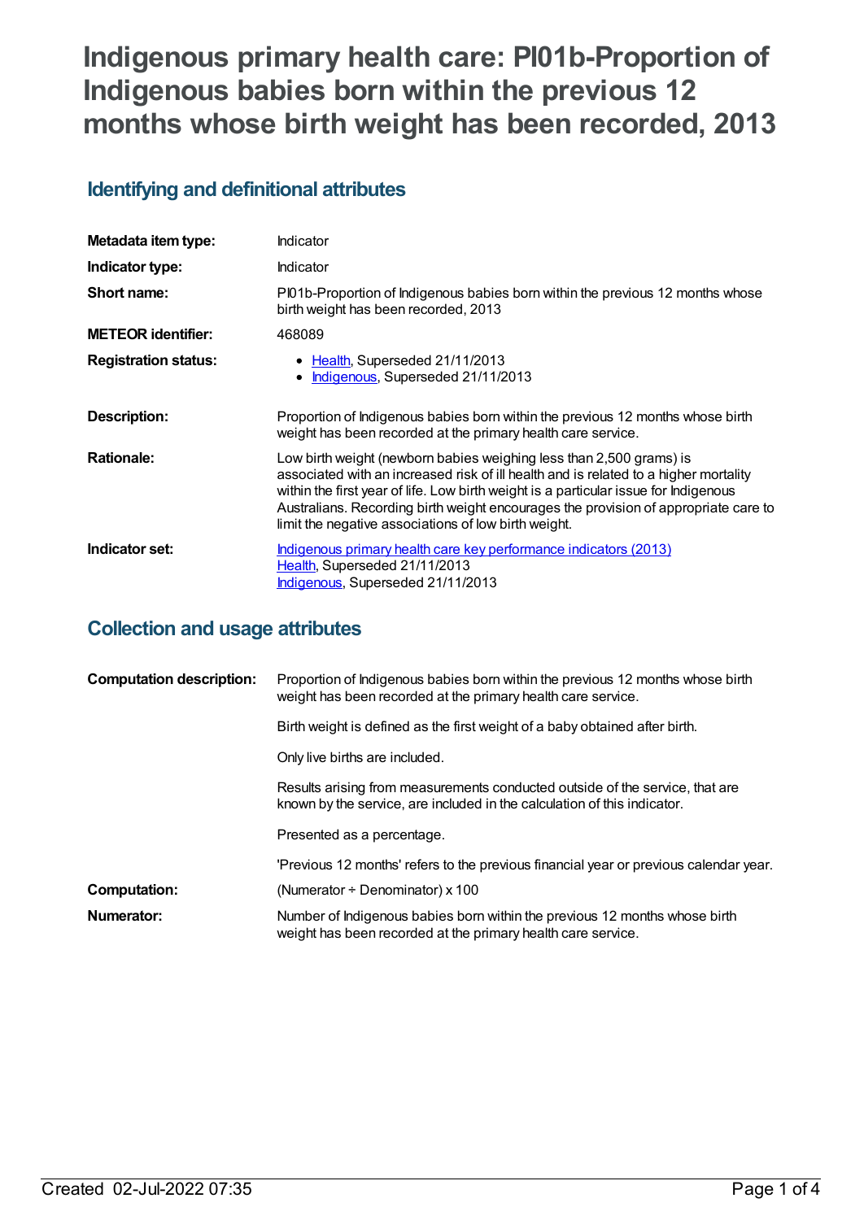# Indigenous primary health care: PI01b-Proportion of Indigenous babies born within the previous 12 months whose birth weight has been recorded, 2013

## Identifying and definitional attributes

| | |
|---|---|
| **Metadata item type:** | Indicator |
| **Indicator type:** | Indicator |
| **Short name:** | PI01b-Proportion of Indigenous babies born within the previous 12 months whose birth weight has been recorded, 2013 |
| **METEOR identifier:** | 468089 |
| **Registration status:** | • Health, Superseded 21/11/2013<br>• Indigenous, Superseded 21/11/2013 |
| **Description:** | Proportion of Indigenous babies born within the previous 12 months whose birth weight has been recorded at the primary health care service. |
| **Rationale:** | Low birth weight (newborn babies weighing less than 2,500 grams) is associated with an increased risk of ill health and is related to a higher mortality within the first year of life. Low birth weight is a particular issue for Indigenous Australians. Recording birth weight encourages the provision of appropriate care to limit the negative associations of low birth weight. |
| **Indicator set:** | Indigenous primary health care key performance indicators (2013)<br>Health, Superseded 21/11/2013<br>Indigenous, Superseded 21/11/2013 |

## Collection and usage attributes

| | |
|---|---|
| **Computation description:** | Proportion of Indigenous babies born within the previous 12 months whose birth weight has been recorded at the primary health care service.<br><br>Birth weight is defined as the first weight of a baby obtained after birth.<br><br>Only live births are included.<br><br>Results arising from measurements conducted outside of the service, that are known by the service, are included in the calculation of this indicator.<br><br>Presented as a percentage.<br><br>'Previous 12 months' refers to the previous financial year or previous calendar year. |
| **Computation:** | (Numerator ÷ Denominator) x 100 |
| **Numerator:** | Number of Indigenous babies born within the previous 12 months whose birth weight has been recorded at the primary health care service. |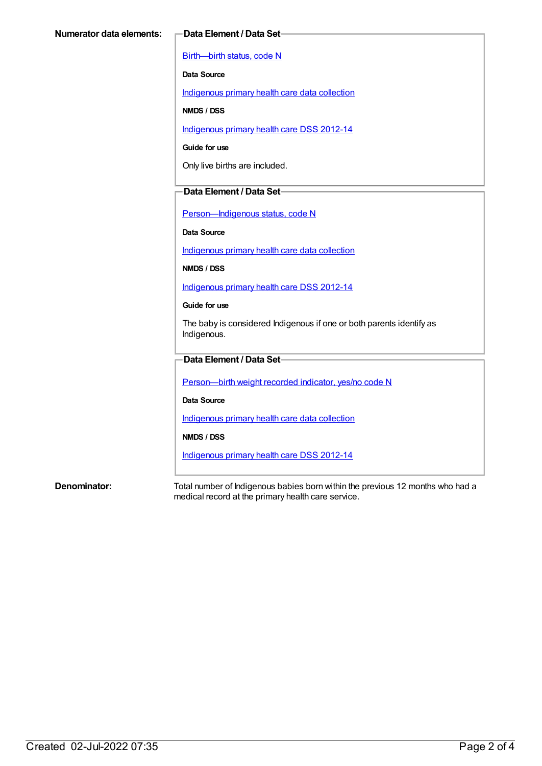**Numerator data elements:**

**Data Element / Data Set**

Birth—birth status, code N

**Data Source**

Indigenous primary health care data collection

**NMDS / DSS**

Indigenous primary health care DSS 2012-14

**Guide for use**

Only live births are included.

**Data Element / Data Set**

Person—Indigenous status, code N

**Data Source**

Indigenous primary health care data collection

**NMDS / DSS**

Indigenous primary health care DSS 2012-14

**Guide for use**

The baby is considered Indigenous if one or both parents identify as Indigenous.

**Data Element / Data Set**

Person—birth weight recorded indicator, yes/no code N

**Data Source**

Indigenous primary health care data collection

**NMDS / DSS**

Indigenous primary health care DSS 2012-14

**Denominator:**

Total number of Indigenous babies born within the previous 12 months who had a medical record at the primary health care service.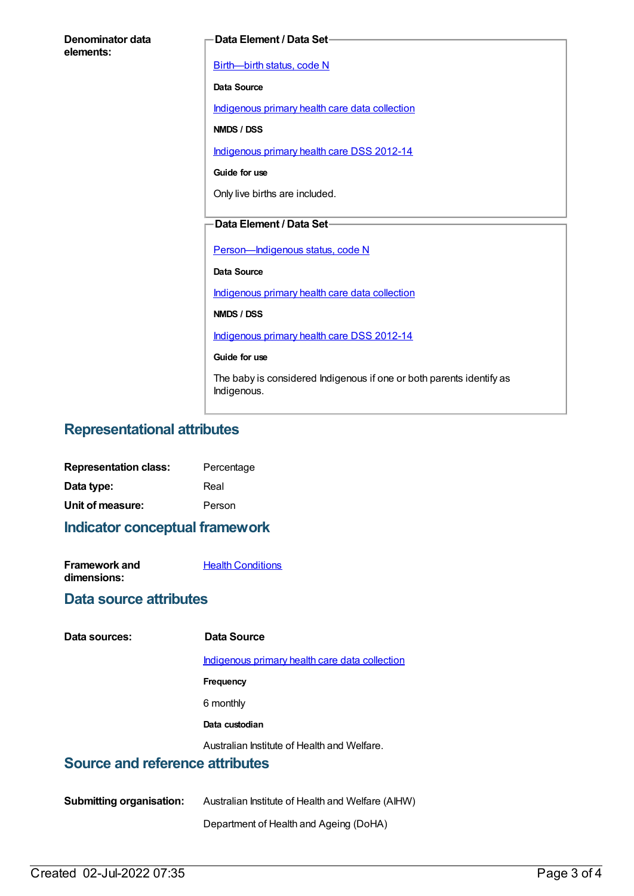**Denominator data elements:**

**Data Element / Data Set**

Birth—birth status, code N

**Data Source**

Indigenous primary health care data collection

**NMDS / DSS**

Indigenous primary health care DSS 2012-14

**Guide for use**

Only live births are included.

**Data Element / Data Set**

Person—Indigenous status, code N

**Data Source**

Indigenous primary health care data collection

**NMDS / DSS**

Indigenous primary health care DSS 2012-14

**Guide for use**

The baby is considered Indigenous if one or both parents identify as Indigenous.

## Representational attributes

**Representation class:** Percentage

**Data type:** Real

**Unit of measure:** Person

## Indicator conceptual framework

**Framework and dimensions:** Health Conditions

## Data source attributes

**Data sources:**

**Data Source**

Indigenous primary health care data collection

**Frequency**

6 monthly

**Data custodian**

Australian Institute of Health and Welfare.

## Source and reference attributes

**Submitting organisation:** Australian Institute of Health and Welfare (AIHW)

Department of Health and Ageing (DoHA)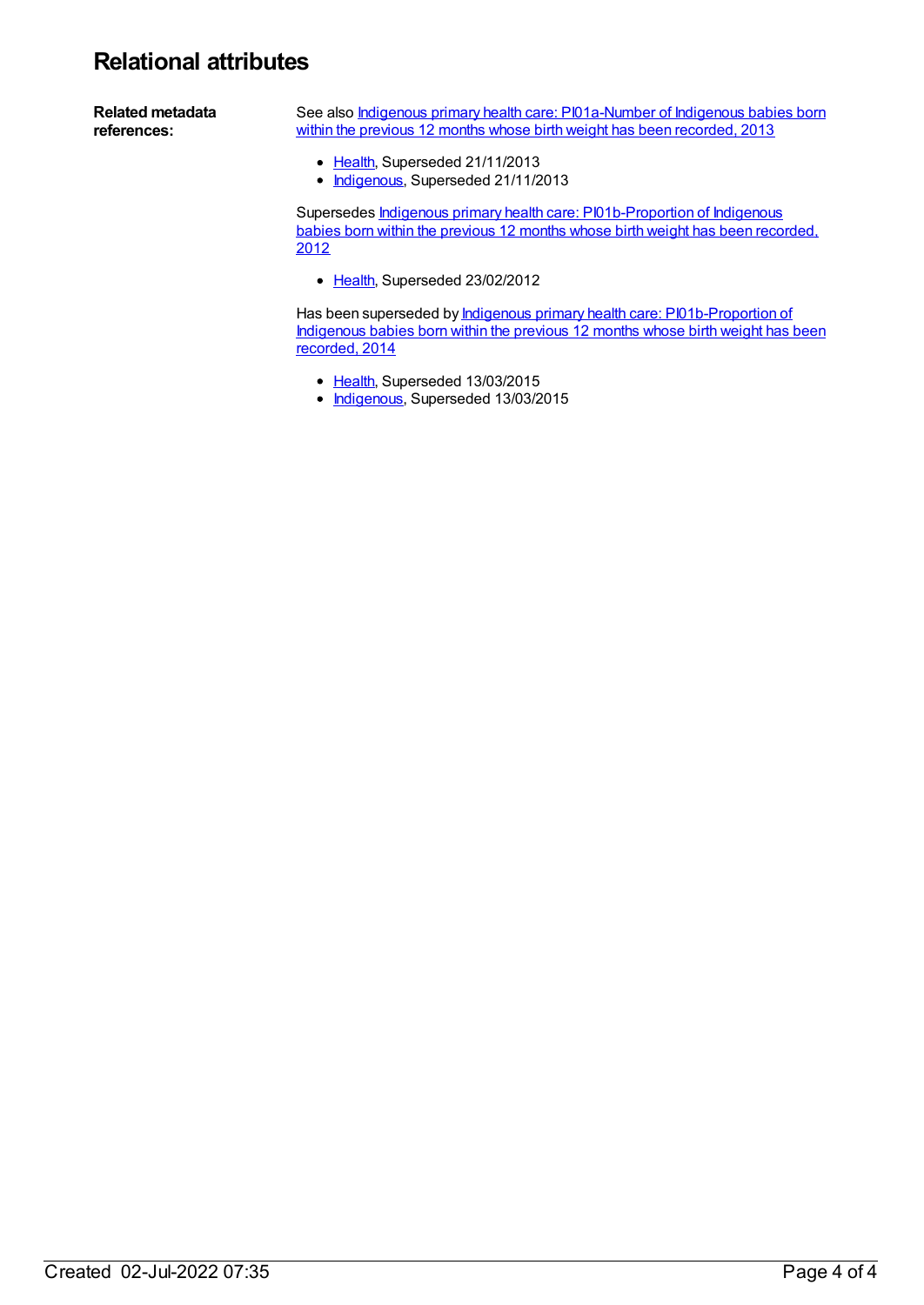## Relational attributes

**Related metadata references:**

See also Indigenous primary health care: PI01a-Number of Indigenous babies born within the previous 12 months whose birth weight has been recorded, 2013

- Health, Superseded 21/11/2013
- Indigenous, Superseded 21/11/2013

Supersedes Indigenous primary health care: PI01b-Proportion of Indigenous babies born within the previous 12 months whose birth weight has been recorded, 2012

- Health, Superseded 23/02/2012

Has been superseded by Indigenous primary health care: PI01b-Proportion of Indigenous babies born within the previous 12 months whose birth weight has been recorded, 2014

- Health, Superseded 13/03/2015
- Indigenous, Superseded 13/03/2015